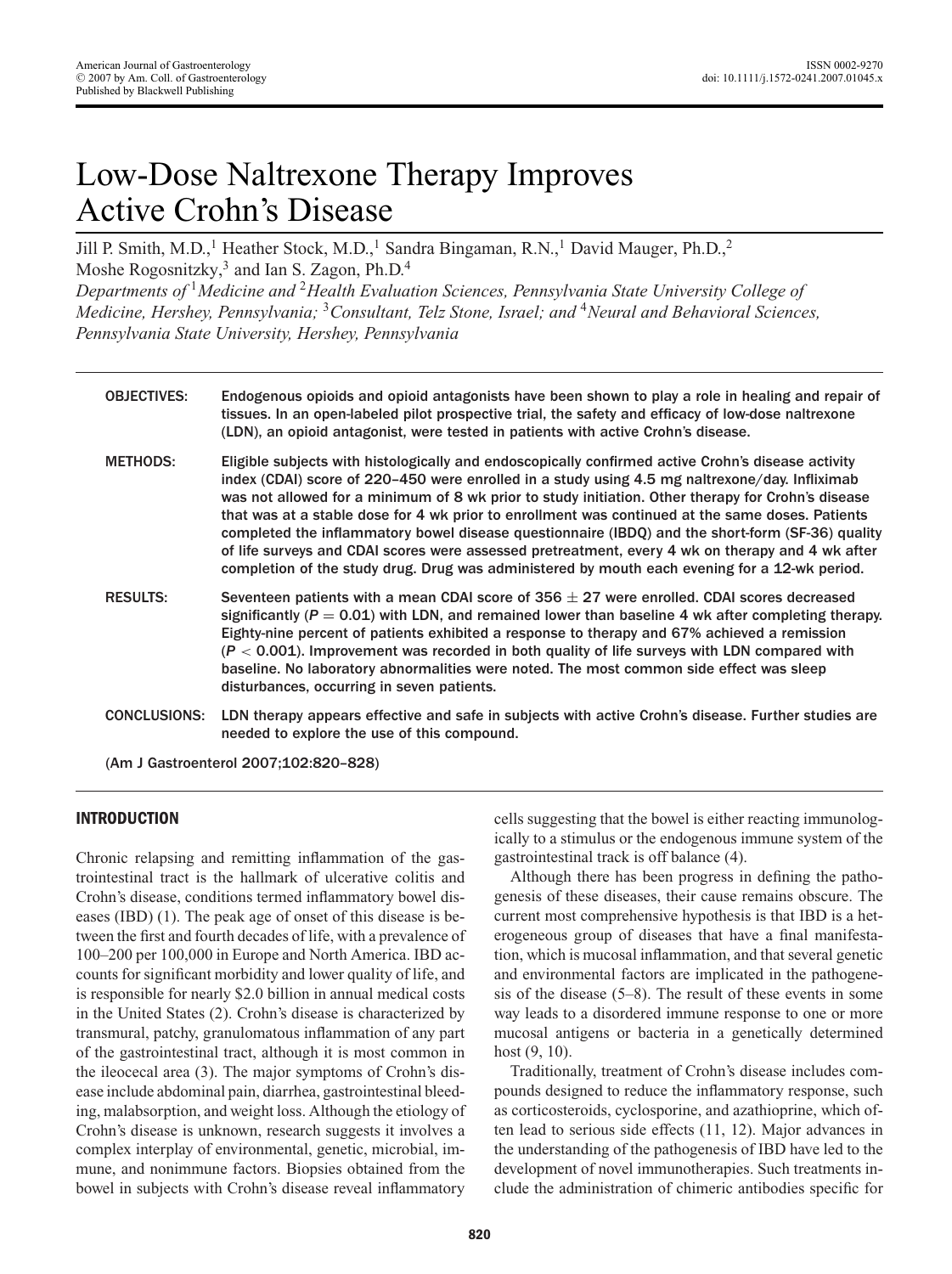# Low-Dose Naltrexone Therapy Improves Active Crohn's Disease

Jill P. Smith, M.D.,[1] Heather Stock, M.D.,[1] Sandra Bingaman, R.N.,[1] David Mauger, Ph.D.,[2] Moshe Rogosnitzky,[3] and Ian S. Zagon, Ph.D.[4]

*Departments of [1]Medicine and [2]Health Evaluation Sciences, Pennsylvania State University College of Medicine, Hershey, Pennsylvania; [3]Consultant, Telz Stone, Israel; and [4]Neural and Behavioral Sciences, Pennsylvania State University, Hershey, Pennsylvania*

**OBJECTIVES:** Endogenous opioids and opioid antagonists have been shown to play a role in healing and repair of tissues. In an open-labeled pilot prospective trial, the safety and efficacy of low-dose naltrexone (LDN), an opioid antagonist, were tested in patients with active Crohn's disease.

**METHODS:** Eligible subjects with histologically and endoscopically confirmed active Crohn's disease activity index (CDAI) score of 220–450 were enrolled in a study using 4.5 mg naltrexone/day. Infliximab was not allowed for a minimum of 8 wk prior to study initiation. Other therapy for Crohn's disease that was at a stable dose for 4 wk prior to enrollment was continued at the same doses. Patients completed the inflammatory bowel disease questionnaire (IBDQ) and the short-form (SF-36) quality of life surveys and CDAI scores were assessed pretreatment, every 4 wk on therapy and 4 wk after completion of the study drug. Drug was administered by mouth each evening for a 12-wk period.

**RESULTS:** Seventeen patients with a mean CDAI score of $356 \pm 27$ were enrolled. CDAI scores decreased significantly ($P = 0.01$) with LDN, and remained lower than baseline 4 wk after completing therapy. Eighty-nine percent of patients exhibited a response to therapy and 67% achieved a remission ($P < 0.001$). Improvement was recorded in both quality of life surveys with LDN compared with baseline. No laboratory abnormalities were noted. The most common side effect was sleep disturbances, occurring in seven patients.

**CONCLUSIONS:** LDN therapy appears effective and safe in subjects with active Crohn's disease. Further studies are needed to explore the use of this compound.

(Am J Gastroenterol 2007;102:820–828)

## INTRODUCTION

Chronic relapsing and remitting inflammation of the gastrointestinal tract is the hallmark of ulcerative colitis and Crohn's disease, conditions termed inflammatory bowel diseases (IBD) (1). The peak age of onset of this disease is between the first and fourth decades of life, with a prevalence of 100–200 per 100,000 in Europe and North America. IBD accounts for significant morbidity and lower quality of life, and is responsible for nearly $2.0 billion in annual medical costs in the United States (2). Crohn's disease is characterized by transmural, patchy, granulomatous inflammation of any part of the gastrointestinal tract, although it is most common in the ileocecal area (3). The major symptoms of Crohn's disease include abdominal pain, diarrhea, gastrointestinal bleeding, malabsorption, and weight loss. Although the etiology of Crohn's disease is unknown, research suggests it involves a complex interplay of environmental, genetic, microbial, immune, and nonimmune factors. Biopsies obtained from the bowel in subjects with Crohn's disease reveal inflammatory cells suggesting that the bowel is either reacting immunologically to a stimulus or the endogenous immune system of the gastrointestinal track is off balance (4).

Although there has been progress in defining the pathogenesis of these diseases, their cause remains obscure. The current most comprehensive hypothesis is that IBD is a heterogeneous group of diseases that have a final manifestation, which is mucosal inflammation, and that several genetic and environmental factors are implicated in the pathogenesis of the disease (5–8). The result of these events in some way leads to a disordered immune response to one or more mucosal antigens or bacteria in a genetically determined host (9, 10).

Traditionally, treatment of Crohn's disease includes compounds designed to reduce the inflammatory response, such as corticosteroids, cyclosporine, and azathioprine, which often lead to serious side effects (11, 12). Major advances in the understanding of the pathogenesis of IBD have led to the development of novel immunotherapies. Such treatments include the administration of chimeric antibodies specific for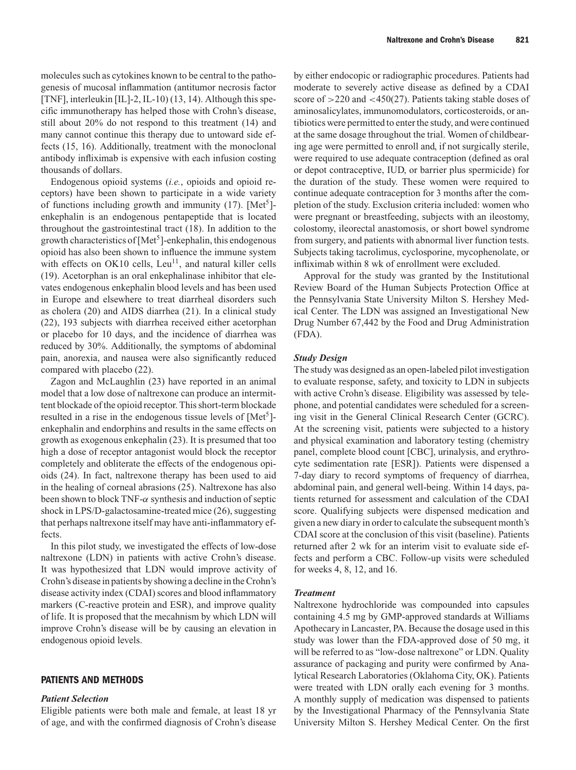molecules such as cytokines known to be central to the pathogenesis of mucosal inflammation (antitumor necrosis factor [TNF], interleukin [IL]-2, IL-10) (13, 14). Although this specific immunotherapy has helped those with Crohn's disease, still about 20% do not respond to this treatment (14) and many cannot continue this therapy due to untoward side effects (15, 16). Additionally, treatment with the monoclonal antibody infliximab is expensive with each infusion costing thousands of dollars.

Endogenous opioid systems (*i.e.*, opioids and opioid receptors) have been shown to participate in a wide variety of functions including growth and immunity (17). [Met$^5$]-enkephalin is an endogenous pentapeptide that is located throughout the gastrointestinal tract (18). In addition to the growth characteristics of [Met$^5$]-enkephalin, this endogenous opioid has also been shown to influence the immune system with effects on OK10 cells, Leu$^{11}$, and natural killer cells (19). Acetorphan is an oral enkephalinase inhibitor that elevates endogenous enkephalin blood levels and has been used in Europe and elsewhere to treat diarrheal disorders such as cholera (20) and AIDS diarrhea (21). In a clinical study (22), 193 subjects with diarrhea received either acetorphan or placebo for 10 days, and the incidence of diarrhea was reduced by 30%. Additionally, the symptoms of abdominal pain, anorexia, and nausea were also significantly reduced compared with placebo (22).

Zagon and McLaughlin (23) have reported in an animal model that a low dose of naltrexone can produce an intermittent blockade of the opioid receptor. This short-term blockade resulted in a rise in the endogenous tissue levels of [Met$^5$]-enkephalin and endorphins and results in the same effects on growth as exogenous enkephalin (23). It is presumed that too high a dose of receptor antagonist would block the receptor completely and obliterate the effects of the endogenous opioids (24). In fact, naltrexone therapy has been used to aid in the healing of corneal abrasions (25). Naltrexone has also been shown to block TNF-$\alpha$ synthesis and induction of septic shock in LPS/D-galactosamine-treated mice (26), suggesting that perhaps naltrexone itself may have anti-inflammatory effects.

In this pilot study, we investigated the effects of low-dose naltrexone (LDN) in patients with active Crohn's disease. It was hypothesized that LDN would improve activity of Crohn's disease in patients by showing a decline in the Crohn's disease activity index (CDAI) scores and blood inflammatory markers (C-reactive protein and ESR), and improve quality of life. It is proposed that the mecahnism by which LDN will improve Crohn's disease will be by causing an elevation in endogenous opioid levels.

## PATIENTS AND METHODS

### *Patient Selection*

Eligible patients were both male and female, at least 18 yr of age, and with the confirmed diagnosis of Crohn's disease by either endocopic or radiographic procedures. Patients had moderate to severely active disease as defined by a CDAI score of >220 and <450(27). Patients taking stable doses of aminosalicylates, immunomodulators, corticosteroids, or antibiotics were permitted to enter the study, and were continued at the same dosage throughout the trial. Women of childbearing age were permitted to enroll and, if not surgically sterile, were required to use adequate contraception (defined as oral or depot contraceptive, IUD, or barrier plus spermicide) for the duration of the study. These women were required to continue adequate contraception for 3 months after the completion of the study. Exclusion criteria included: women who were pregnant or breastfeeding, subjects with an ileostomy, colostomy, ileorectal anastomosis, or short bowel syndrome from surgery, and patients with abnormal liver function tests. Subjects taking tacrolimus, cyclosporine, mycophenolate, or infliximab within 8 wk of enrollment were excluded.

Approval for the study was granted by the Institutional Review Board of the Human Subjects Protection Office at the Pennsylvania State University Milton S. Hershey Medical Center. The LDN was assigned an Investigational New Drug Number 67,442 by the Food and Drug Administration (FDA).

### *Study Design*

The study was designed as an open-labeled pilot investigation to evaluate response, safety, and toxicity to LDN in subjects with active Crohn's disease. Eligibility was assessed by telephone, and potential candidates were scheduled for a screening visit in the General Clinical Research Center (GCRC). At the screening visit, patients were subjected to a history and physical examination and laboratory testing (chemistry panel, complete blood count [CBC], urinalysis, and erythrocyte sedimentation rate [ESR]). Patients were dispensed a 7-day diary to record symptoms of frequency of diarrhea, abdominal pain, and general well-being. Within 14 days, patients returned for assessment and calculation of the CDAI score. Qualifying subjects were dispensed medication and given a new diary in order to calculate the subsequent month's CDAI score at the conclusion of this visit (baseline). Patients returned after 2 wk for an interim visit to evaluate side effects and perform a CBC. Follow-up visits were scheduled for weeks 4, 8, 12, and 16.

### *Treatment*

Naltrexone hydrochloride was compounded into capsules containing 4.5 mg by GMP-approved standards at Williams Apothecary in Lancaster, PA. Because the dosage used in this study was lower than the FDA-approved dose of 50 mg, it will be referred to as "low-dose naltrexone" or LDN. Quality assurance of packaging and purity were confirmed by Analytical Research Laboratories (Oklahoma City, OK). Patients were treated with LDN orally each evening for 3 months. A monthly supply of medication was dispensed to patients by the Investigational Pharmacy of the Pennsylvania State University Milton S. Hershey Medical Center. On the first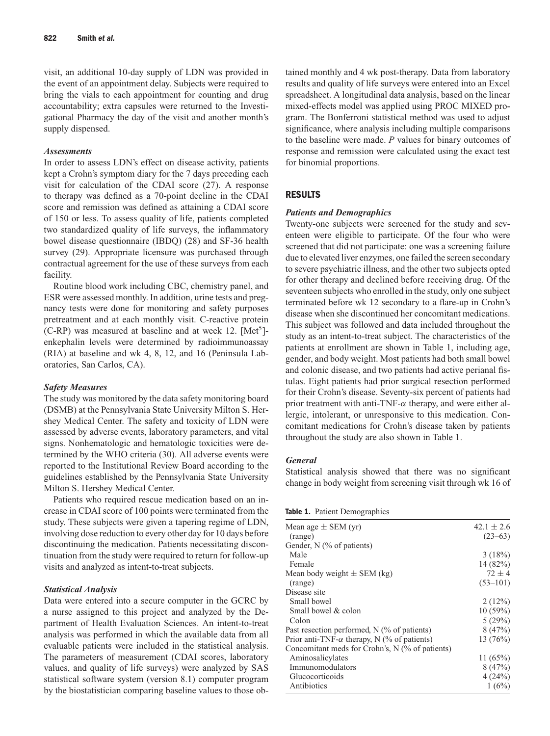visit, an additional 10-day supply of LDN was provided in the event of an appointment delay. Subjects were required to bring the vials to each appointment for counting and drug accountability; extra capsules were returned to the Investigational Pharmacy the day of the visit and another month's supply dispensed.

### *Assessments*

In order to assess LDN's effect on disease activity, patients kept a Crohn's symptom diary for the 7 days preceding each visit for calculation of the CDAI score (27). A response to therapy was defined as a 70-point decline in the CDAI score and remission was defined as attaining a CDAI score of 150 or less. To assess quality of life, patients completed two standardized quality of life surveys, the inflammatory bowel disease questionnaire (IBDQ) (28) and SF-36 health survey (29). Appropriate licensure was purchased through contractual agreement for the use of these surveys from each facility.

Routine blood work including CBC, chemistry panel, and ESR were assessed monthly. In addition, urine tests and pregnancy tests were done for monitoring and safety purposes pretreatment and at each monthly visit. C-reactive protein (C-RP) was measured at baseline and at week 12. [Met$^5$]-enkephalin levels were determined by radioimmunoassay (RIA) at baseline and wk 4, 8, 12, and 16 (Peninsula Laboratories, San Carlos, CA).

### *Safety Measures*

The study was monitored by the data safety monitoring board (DSMB) at the Pennsylvania State University Milton S. Hershey Medical Center. The safety and toxicity of LDN were assessed by adverse events, laboratory parameters, and vital signs. Nonhematologic and hematologic toxicities were determined by the WHO criteria (30). All adverse events were reported to the Institutional Review Board according to the guidelines established by the Pennsylvania State University Milton S. Hershey Medical Center.

Patients who required rescue medication based on an increase in CDAI score of 100 points were terminated from the study. These subjects were given a tapering regime of LDN, involving dose reduction to every other day for 10 days before discontinuing the medication. Patients necessitating discontinuation from the study were required to return for follow-up visits and analyzed as intent-to-treat subjects.

### *Statistical Analysis*

Data were entered into a secure computer in the GCRC by a nurse assigned to this project and analyzed by the Department of Health Evaluation Sciences. An intent-to-treat analysis was performed in which the available data from all evaluable patients were included in the statistical analysis. The parameters of measurement (CDAI scores, laboratory values, and quality of life surveys) were analyzed by SAS statistical software system (version 8.1) computer program by the biostatistician comparing baseline values to those obtained monthly and 4 wk post-therapy. Data from laboratory results and quality of life surveys were entered into an Excel spreadsheet. A longitudinal data analysis, based on the linear mixed-effects model was applied using PROC MIXED program. The Bonferroni statistical method was used to adjust significance, where analysis including multiple comparisons to the baseline were made. *P* values for binary outcomes of response and remission were calculated using the exact test for binomial proportions.

## RESULTS

### *Patients and Demographics*

Twenty-one subjects were screened for the study and seventeen were eligible to participate. Of the four who were screened that did not participate: one was a screening failure due to elevated liver enzymes, one failed the screen secondary to severe psychiatric illness, and the other two subjects opted for other therapy and declined before receiving drug. Of the seventeen subjects who enrolled in the study, only one subject terminated before wk 12 secondary to a flare-up in Crohn's disease when she discontinued her concomitant medications. This subject was followed and data included throughout the study as an intent-to-treat subject. The characteristics of the patients at enrollment are shown in Table 1, including age, gender, and body weight. Most patients had both small bowel and colonic disease, and two patients had active perianal fistulas. Eight patients had prior surgical resection performed for their Crohn's disease. Seventy-six percent of patients had prior treatment with anti-TNF-$\alpha$ therapy, and were either allergic, intolerant, or unresponsive to this medication. Concomitant medications for Crohn's disease taken by patients throughout the study are also shown in Table 1.

### *General*

Statistical analysis showed that there was no significant change in body weight from screening visit through wk 16 of

**Table 1.** Patient Demographics

| | |
|---|---|
| Mean age ± SEM (yr) | 42.1 ± 2.6 |
| (range) | (23–63) |
| Gender, N (% of patients) | |
| Male | 3 (18%) |
| Female | 14 (82%) |
| Mean body weight ± SEM (kg) | 72 ± 4 |
| (range) | (53–101) |
| Disease site | |
| Small bowel | 2 (12%) |
| Small bowel & colon | 10 (59%) |
| Colon | 5 (29%) |
| Past resection performed, N (% of patients) | 8 (47%) |
| Prior anti-TNF-$\alpha$ therapy, N (% of patients) | 13 (76%) |
| Concomitant meds for Crohn's, N (% of patients) | |
| Aminosalicylates | 11 (65%) |
| Immunomodulators | 8 (47%) |
| Glucocorticoids | 4 (24%) |
| Antibiotics | 1 (6%) |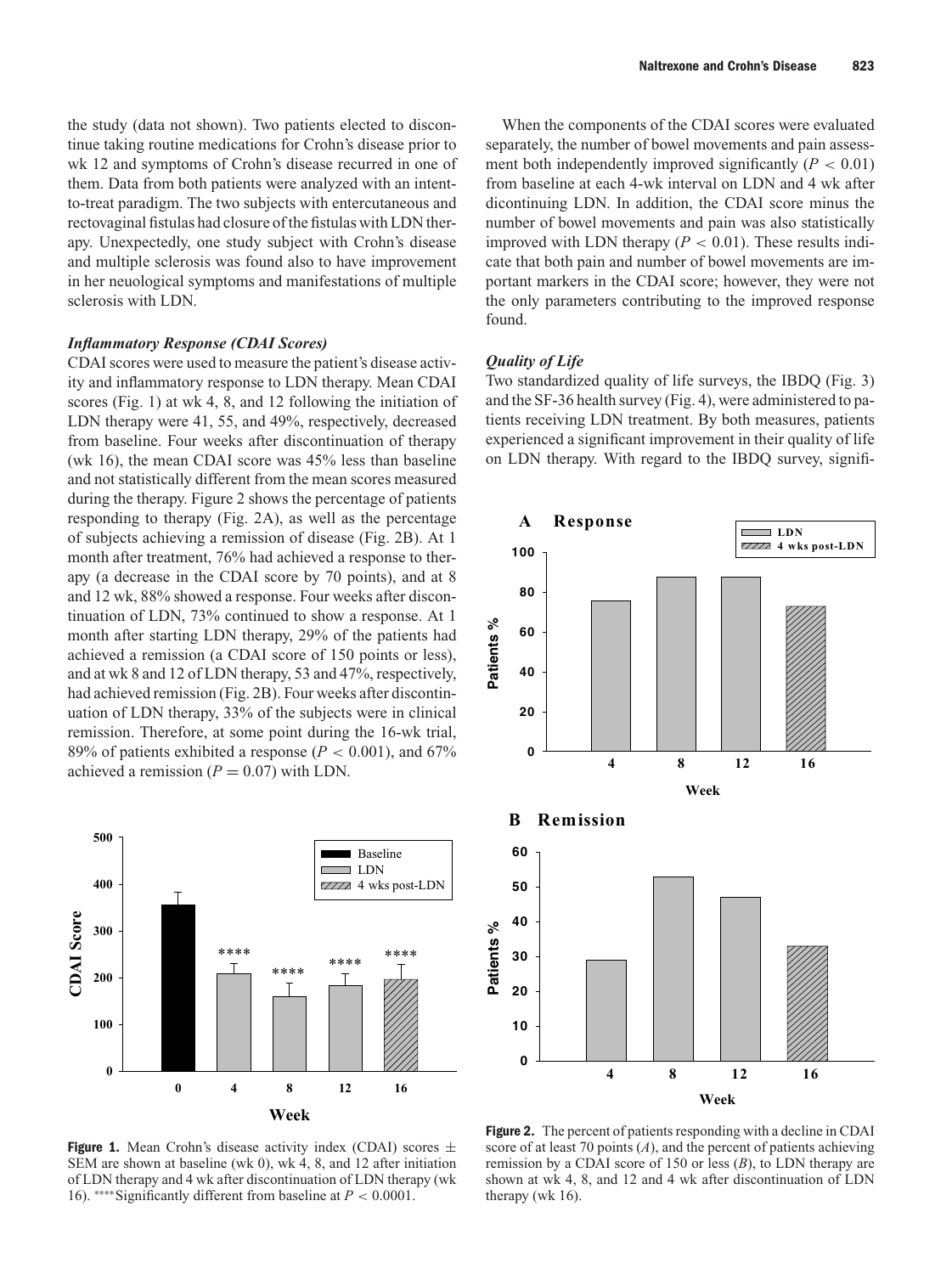the study (data not shown). Two patients elected to discontinue taking routine medications for Crohn's disease prior to wk 12 and symptoms of Crohn's disease recurred in one of them. Data from both patients were analyzed with an intent-to-treat paradigm. The two subjects with entercutaneous and rectovaginal fistulas had closure of the fistulas with LDN therapy. Unexpectedly, one study subject with Crohn's disease and multiple sclerosis was found also to have improvement in her neuological symptoms and manifestations of multiple sclerosis with LDN.

### *Inflammatory Response (CDAI Scores)*

CDAI scores were used to measure the patient's disease activity and inflammatory response to LDN therapy. Mean CDAI scores (Fig. 1) at wk 4, 8, and 12 following the initiation of LDN therapy were 41, 55, and 49%, respectively, decreased from baseline. Four weeks after discontinuation of therapy (wk 16), the mean CDAI score was 45% less than baseline and not statistically different from the mean scores measured during the therapy. Figure 2 shows the percentage of patients responding to therapy (Fig. 2A), as well as the percentage of subjects achieving a remission of disease (Fig. 2B). At 1 month after treatment, 76% had achieved a response to therapy (a decrease in the CDAI score by 70 points), and at 8 and 12 wk, 88% showed a response. Four weeks after discontinuation of LDN, 73% continued to show a response. At 1 month after starting LDN therapy, 29% of the patients had achieved a remission (a CDAI score of 150 points or less), and at wk 8 and 12 of LDN therapy, 53 and 47%, respectively, had achieved remission (Fig. 2B). Four weeks after discontinuation of LDN therapy, 33% of the subjects were in clinical remission. Therefore, at some point during the 16-wk trial, 89% of patients exhibited a response ($P < 0.001$), and 67% achieved a remission ($P = 0.07$) with LDN.

When the components of the CDAI scores were evaluated separately, the number of bowel movements and pain assessment both independently improved significantly ($P < 0.01$) from baseline at each 4-wk interval on LDN and 4 wk after discontinuing LDN. In addition, the CDAI score minus the number of bowel movements and pain was also statistically improved with LDN therapy ($P < 0.01$). These results indicate that both pain and number of bowel movements are important markers in the CDAI score; however, they were not the only parameters contributing to the improved response found.

### *Quality of Life*

Two standardized quality of life surveys, the IBDQ (Fig. 3) and the SF-36 health survey (Fig. 4), were administered to patients receiving LDN treatment. By both measures, patients experienced a significant improvement in their quality of life on LDN therapy. With regard to the IBDQ survey, signifi-

**Figure 1.** Mean Crohn's disease activity index (CDAI) scores ± SEM are shown at baseline (wk 0), wk 4, 8, and 12 after initiation of LDN therapy and 4 wk after discontinuation of LDN therapy (wk 16). ****Significantly different from baseline at $P < 0.0001$.

**Figure 2.** The percent of patients responding with a decline in CDAI score of at least 70 points (*A*), and the percent of patients achieving remission by a CDAI score of 150 or less (*B*), to LDN therapy are shown at wk 4, 8, and 12 and 4 wk after discontinuation of LDN therapy (wk 16).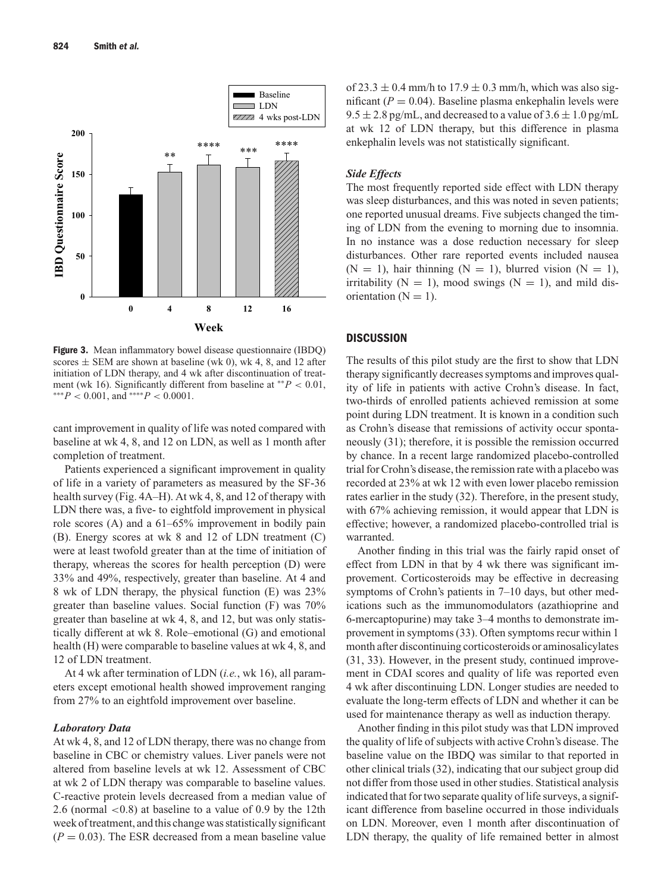**Figure 3.** Mean inflammatory bowel disease questionnaire (IBDQ) scores ± SEM are shown at baseline (wk 0), wk 4, 8, and 12 after initiation of LDN therapy, and 4 wk after discontinuation of treatment (wk 16). Significantly different from baseline at $^{**}P < 0.01$, $^{***}P < 0.001$, and $^{****}P < 0.0001$.

cant improvement in quality of life was noted compared with baseline at wk 4, 8, and 12 on LDN, as well as 1 month after completion of treatment.

Patients experienced a significant improvement in quality of life in a variety of parameters as measured by the SF-36 health survey (Fig. 4A–H). At wk 4, 8, and 12 of therapy with LDN there was, a five- to eightfold improvement in physical role scores (A) and a 61–65% improvement in bodily pain (B). Energy scores at wk 8 and 12 of LDN treatment (C) were at least twofold greater than at the time of initiation of therapy, whereas the scores for health perception (D) were 33% and 49%, respectively, greater than baseline. At 4 and 8 wk of LDN therapy, the physical function (E) was 23% greater than baseline values. Social function (F) was 70% greater than baseline at wk 4, 8, and 12, but was only statistically different at wk 8. Role–emotional (G) and emotional health (H) were comparable to baseline values at wk 4, 8, and 12 of LDN treatment.

At 4 wk after termination of LDN (*i.e.*, wk 16), all parameters except emotional health showed improvement ranging from 27% to an eightfold improvement over baseline.

### *Laboratory Data*

At wk 4, 8, and 12 of LDN therapy, there was no change from baseline in CBC or chemistry values. Liver panels were not altered from baseline levels at wk 12. Assessment of CBC at wk 2 of LDN therapy was comparable to baseline values. C-reactive protein levels decreased from a median value of 2.6 (normal $<0.8$) at baseline to a value of 0.9 by the 12th week of treatment, and this change was statistically significant ($P = 0.03$). The ESR decreased from a mean baseline value of $23.3 \pm 0.4$ mm/h to $17.9 \pm 0.3$ mm/h, which was also significant ($P = 0.04$). Baseline plasma enkephalin levels were $9.5 \pm 2.8$ pg/mL, and decreased to a value of $3.6 \pm 1.0$ pg/mL at wk 12 of LDN therapy, but this difference in plasma enkephalin levels was not statistically significant.

### *Side Effects*

The most frequently reported side effect with LDN therapy was sleep disturbances, and this was noted in seven patients; one reported unusual dreams. Five subjects changed the timing of LDN from the evening to morning due to insomnia. In no instance was a dose reduction necessary for sleep disturbances. Other rare reported events included nausea (N = 1), hair thinning (N = 1), blurred vision (N = 1), irritability (N = 1), mood swings (N = 1), and mild disorientation (N = 1).

## DISCUSSION

The results of this pilot study are the first to show that LDN therapy significantly decreases symptoms and improves quality of life in patients with active Crohn's disease. In fact, two-thirds of enrolled patients achieved remission at some point during LDN treatment. It is known in a condition such as Crohn's disease that remissions of activity occur spontaneously (31); therefore, it is possible the remission occurred by chance. In a recent large randomized placebo-controlled trial for Crohn's disease, the remission rate with a placebo was recorded at 23% at wk 12 with even lower placebo remission rates earlier in the study (32). Therefore, in the present study, with 67% achieving remission, it would appear that LDN is effective; however, a randomized placebo-controlled trial is warranted.

Another finding in this trial was the fairly rapid onset of effect from LDN in that by 4 wk there was significant improvement. Corticosteroids may be effective in decreasing symptoms of Crohn's patients in 7–10 days, but other medications such as the immunomodulators (azathioprine and 6-mercaptopurine) may take 3–4 months to demonstrate improvement in symptoms (33). Often symptoms recur within 1 month after discontinuing corticosteroids or aminosalicylates (31, 33). However, in the present study, continued improvement in CDAI scores and quality of life was reported even 4 wk after discontinuing LDN. Longer studies are needed to evaluate the long-term effects of LDN and whether it can be used for maintenance therapy as well as induction therapy.

Another finding in this pilot study was that LDN improved the quality of life of subjects with active Crohn's disease. The baseline value on the IBDQ was similar to that reported in other clinical trials (32), indicating that our subject group did not differ from those used in other studies. Statistical analysis indicated that for two separate quality of life surveys, a significant difference from baseline occurred in those individuals on LDN. Moreover, even 1 month after discontinuation of LDN therapy, the quality of life remained better in almost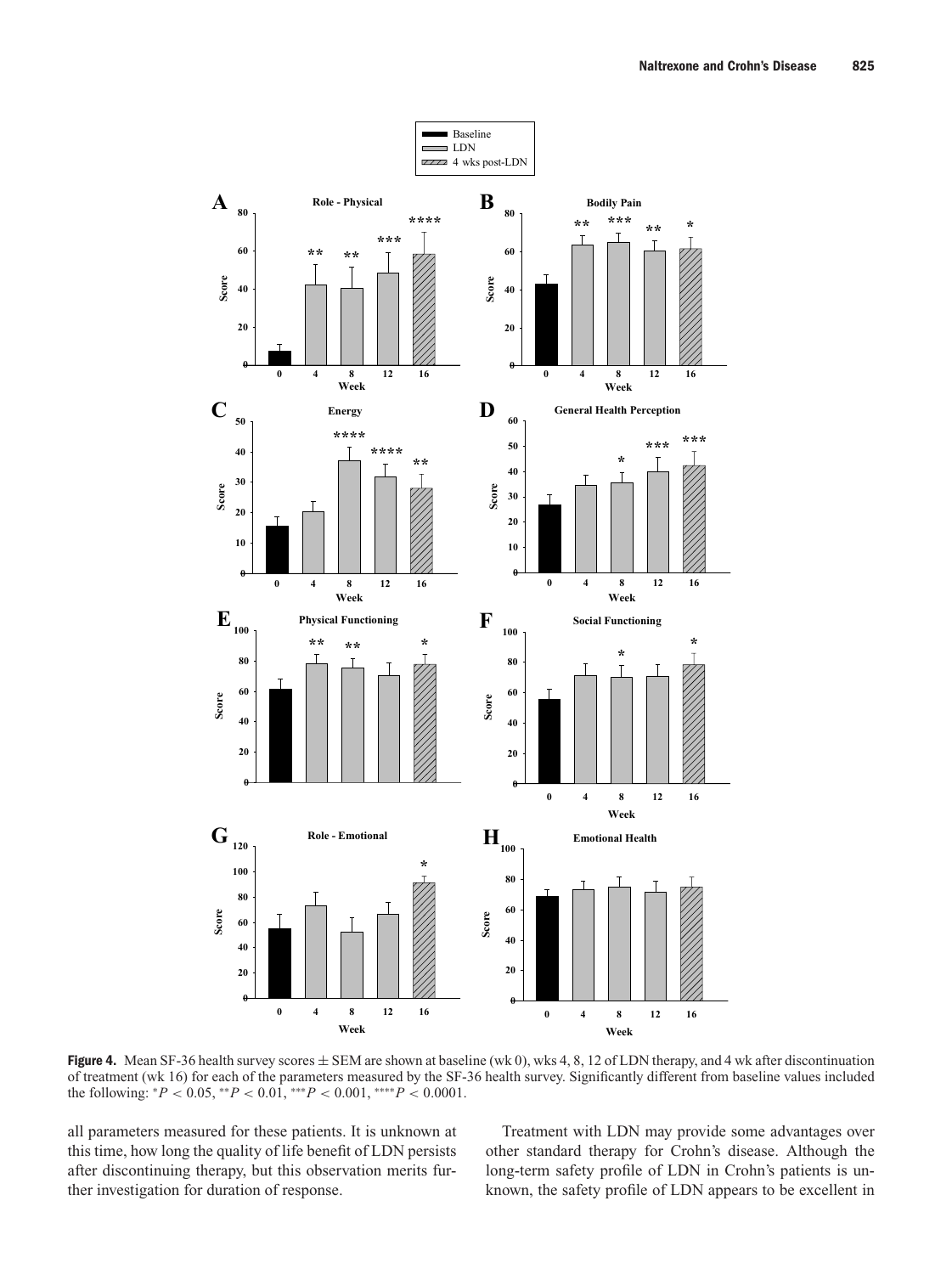**Figure 4.** Mean SF-36 health survey scores ± SEM are shown at baseline (wk 0), wks 4, 8, 12 of LDN therapy, and 4 wk after discontinuation of treatment (wk 16) for each of the parameters measured by the SF-36 health survey. Significantly different from baseline values included the following: *$P < 0.05$, **$P < 0.01$, ***$P < 0.001$, ****$P < 0.0001$.

all parameters measured for these patients. It is unknown at this time, how long the quality of life benefit of LDN persists after discontinuing therapy, but this observation merits further investigation for duration of response.

Treatment with LDN may provide some advantages over other standard therapy for Crohn's disease. Although the long-term safety profile of LDN in Crohn's patients is unknown, the safety profile of LDN appears to be excellent in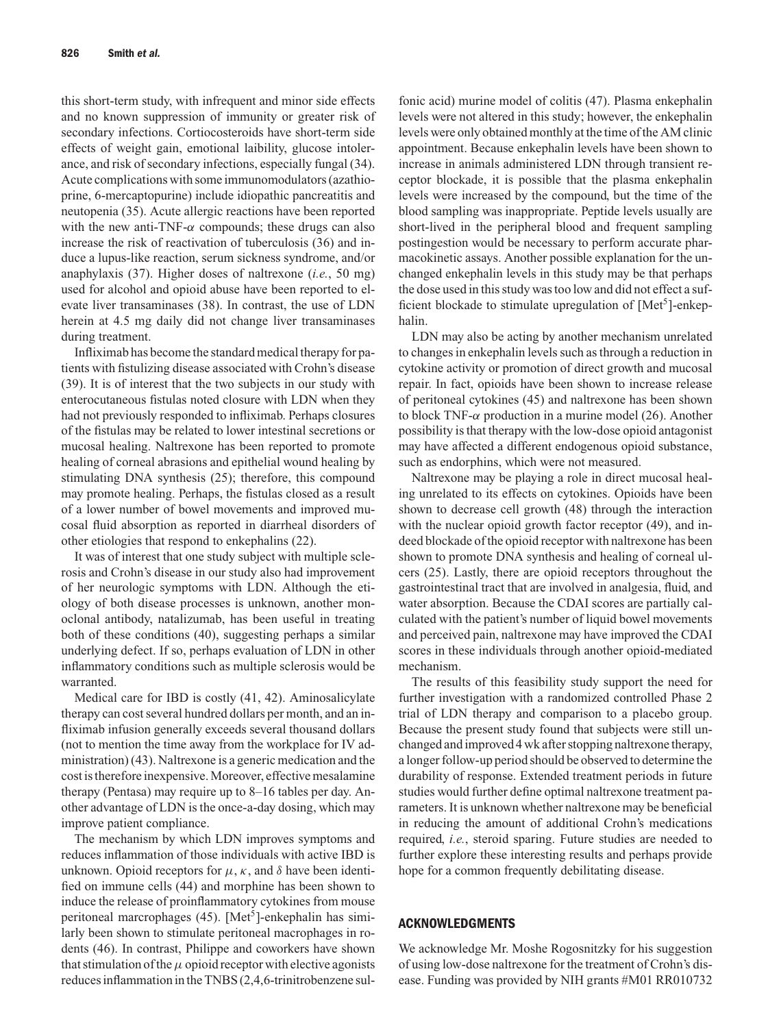this short-term study, with infrequent and minor side effects and no known suppression of immunity or greater risk of secondary infections. Corticosteroids have short-term side effects of weight gain, emotional laibility, glucose intolerance, and risk of secondary infections, especially fungal (34). Acute complications with some immunomodulators (azathioprine, 6-mercaptopurine) include idiopathic pancreatitis and neutopenia (35). Acute allergic reactions have been reported with the new anti-TNF-$\alpha$ compounds; these drugs can also increase the risk of reactivation of tuberculosis (36) and induce a lupus-like reaction, serum sickness syndrome, and/or anaphylaxis (37). Higher doses of naltrexone (*i.e.*, 50 mg) used for alcohol and opioid abuse have been reported to elevate liver transaminases (38). In contrast, the use of LDN herein at 4.5 mg daily did not change liver transaminases during treatment.

Infliximab has become the standard medical therapy for patients with fistulizing disease associated with Crohn's disease (39). It is of interest that the two subjects in our study with enterocutaneous fistulas noted closure with LDN when they had not previously responded to infliximab. Perhaps closures of the fistulas may be related to lower intestinal secretions or mucosal healing. Naltrexone has been reported to promote healing of corneal abrasions and epithelial wound healing by stimulating DNA synthesis (25); therefore, this compound may promote healing. Perhaps, the fistulas closed as a result of a lower number of bowel movements and improved mucosal fluid absorption as reported in diarrheal disorders of other etiologies that respond to enkephalins (22).

It was of interest that one study subject with multiple sclerosis and Crohn's disease in our study also had improvement of her neurologic symptoms with LDN. Although the etiology of both disease processes is unknown, another monoclonal antibody, natalizumab, has been useful in treating both of these conditions (40), suggesting perhaps a similar underlying defect. If so, perhaps evaluation of LDN in other inflammatory conditions such as multiple sclerosis would be warranted.

Medical care for IBD is costly (41, 42). Aminosalicylate therapy can cost several hundred dollars per month, and an infliximab infusion generally exceeds several thousand dollars (not to mention the time away from the workplace for IV administration) (43). Naltrexone is a generic medication and the cost is therefore inexpensive. Moreover, effective mesalamine therapy (Pentasa) may require up to 8–16 tables per day. Another advantage of LDN is the once-a-day dosing, which may improve patient compliance.

The mechanism by which LDN improves symptoms and reduces inflammation of those individuals with active IBD is unknown. Opioid receptors for $\mu$, $\kappa$, and $\delta$ have been identified on immune cells (44) and morphine has been shown to induce the release of proinflammatory cytokines from mouse peritoneal marcrophages (45). [Met$^5$]-enkephalin has similarly been shown to stimulate peritoneal macrophages in rodents (46). In contrast, Philippe and coworkers have shown that stimulation of the $\mu$ opioid receptor with elective agonists reduces inflammation in the TNBS (2,4,6-trinitrobenzene sulfonic acid) murine model of colitis (47). Plasma enkephalin levels were not altered in this study; however, the enkephalin levels were only obtained monthly at the time of the AM clinic appointment. Because enkephalin levels have been shown to increase in animals administered LDN through transient receptor blockade, it is possible that the plasma enkephalin levels were increased by the compound, but the time of the blood sampling was inappropriate. Peptide levels usually are short-lived in the peripheral blood and frequent sampling postingestion would be necessary to perform accurate pharmacokinetic assays. Another possible explanation for the unchanged enkephalin levels in this study may be that perhaps the dose used in this study was too low and did not effect a sufficient blockade to stimulate upregulation of [Met$^5$]-enkephalin.

LDN may also be acting by another mechanism unrelated to changes in enkephalin levels such as through a reduction in cytokine activity or promotion of direct growth and mucosal repair. In fact, opioids have been shown to increase release of peritoneal cytokines (45) and naltrexone has been shown to block TNF-$\alpha$ production in a murine model (26). Another possibility is that therapy with the low-dose opioid antagonist may have affected a different endogenous opioid substance, such as endorphins, which were not measured.

Naltrexone may be playing a role in direct mucosal healing unrelated to its effects on cytokines. Opioids have been shown to decrease cell growth (48) through the interaction with the nuclear opioid growth factor receptor (49), and indeed blockade of the opioid receptor with naltrexone has been shown to promote DNA synthesis and healing of corneal ulcers (25). Lastly, there are opioid receptors throughout the gastrointestinal tract that are involved in analgesia, fluid, and water absorption. Because the CDAI scores are partially calculated with the patient's number of liquid bowel movements and perceived pain, naltrexone may have improved the CDAI scores in these individuals through another opioid-mediated mechanism.

The results of this feasibility study support the need for further investigation with a randomized controlled Phase 2 trial of LDN therapy and comparison to a placebo group. Because the present study found that subjects were still unchanged and improved 4 wk after stopping naltrexone therapy, a longer follow-up period should be observed to determine the durability of response. Extended treatment periods in future studies would further define optimal naltrexone treatment parameters. It is unknown whether naltrexone may be beneficial in reducing the amount of additional Crohn's medications required, *i.e.*, steroid sparing. Future studies are needed to further explore these interesting results and perhaps provide hope for a common frequently debilitating disease.

## ACKNOWLEDGMENTS

We acknowledge Mr. Moshe Rogosnitzky for his suggestion of using low-dose naltrexone for the treatment of Crohn's disease. Funding was provided by NIH grants #M01 RR010732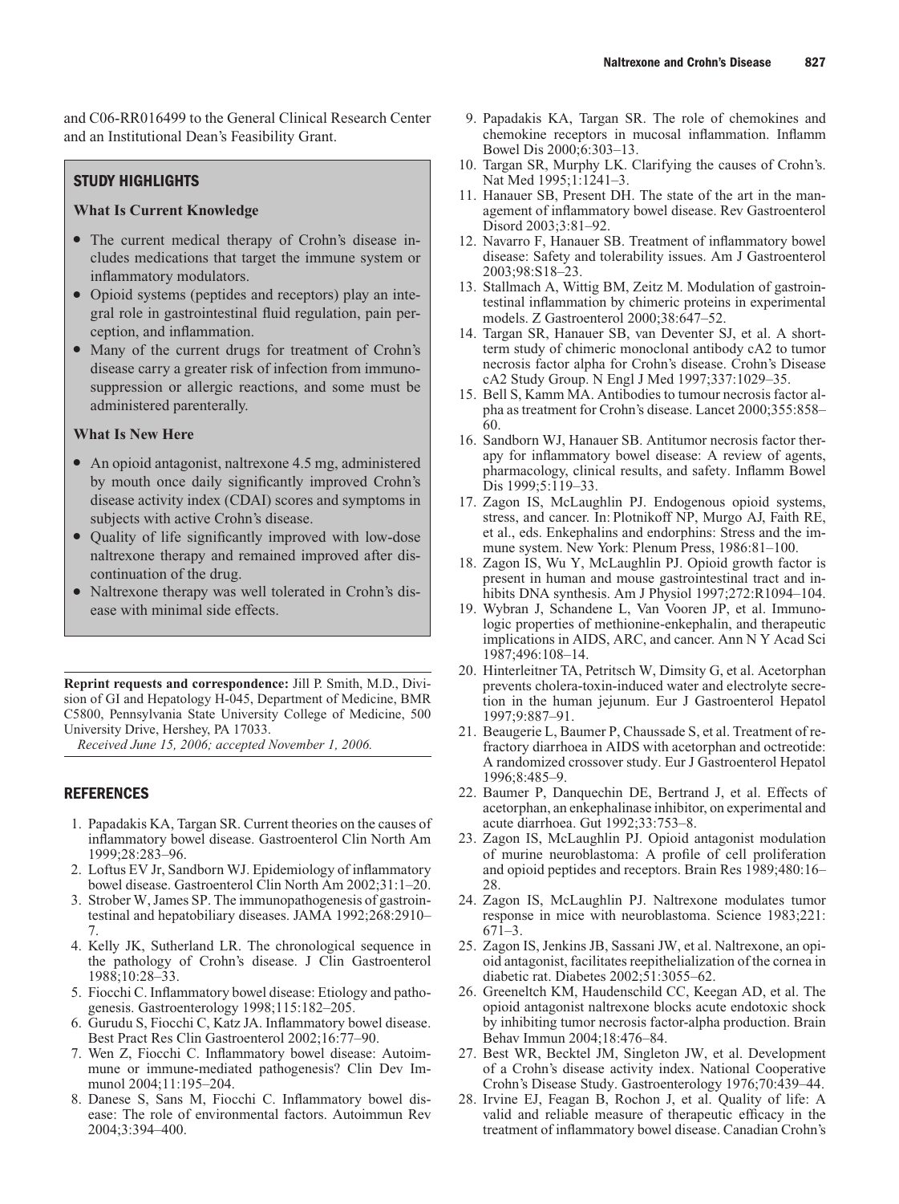and C06-RR016499 to the General Clinical Research Center and an Institutional Dean's Feasibility Grant.

## STUDY HIGHLIGHTS

### What Is Current Knowledge

- The current medical therapy of Crohn's disease includes medications that target the immune system or inflammatory modulators.
- Opioid systems (peptides and receptors) play an integral role in gastrointestinal fluid regulation, pain perception, and inflammation.
- Many of the current drugs for treatment of Crohn's disease carry a greater risk of infection from immunosuppression or allergic reactions, and some must be administered parenterally.

### What Is New Here

- An opioid antagonist, naltrexone 4.5 mg, administered by mouth once daily significantly improved Crohn's disease activity index (CDAI) scores and symptoms in subjects with active Crohn's disease.
- Quality of life significantly improved with low-dose naltrexone therapy and remained improved after discontinuation of the drug.
- Naltrexone therapy was well tolerated in Crohn's disease with minimal side effects.

**Reprint requests and correspondence:** Jill P. Smith, M.D., Division of GI and Hepatology H-045, Department of Medicine, BMR C5800, Pennsylvania State University College of Medicine, 500 University Drive, Hershey, PA 17033.

*Received June 15, 2006; accepted November 1, 2006.*

## REFERENCES

1. Papadakis KA, Targan SR. Current theories on the causes of inflammatory bowel disease. Gastroenterol Clin North Am 1999;28:283–96.
2. Loftus EV Jr, Sandborn WJ. Epidemiology of inflammatory bowel disease. Gastroenterol Clin North Am 2002;31:1–20.
3. Strober W, James SP. The immunopathogenesis of gastrointestinal and hepatobiliary diseases. JAMA 1992;268:2910–7.
4. Kelly JK, Sutherland LR. The chronological sequence in the pathology of Crohn's disease. J Clin Gastroenterol 1988;10:28–33.
5. Fiocchi C. Inflammatory bowel disease: Etiology and pathogenesis. Gastroenterology 1998;115:182–205.
6. Gurudu S, Fiocchi C, Katz JA. Inflammatory bowel disease. Best Pract Res Clin Gastroenterol 2002;16:77–90.
7. Wen Z, Fiocchi C. Inflammatory bowel disease: Autoimmune or immune-mediated pathogenesis? Clin Dev Immunol 2004;11:195–204.
8. Danese S, Sans M, Fiocchi C. Inflammatory bowel disease: The role of environmental factors. Autoimmun Rev 2004;3:394–400.
9. Papadakis KA, Targan SR. The role of chemokines and chemokine receptors in mucosal inflammation. Inflamm Bowel Dis 2000;6:303–13.
10. Targan SR, Murphy LK. Clarifying the causes of Crohn's. Nat Med 1995;1:1241–3.
11. Hanauer SB, Present DH. The state of the art in the management of inflammatory bowel disease. Rev Gastroenterol Disord 2003;3:81–92.
12. Navarro F, Hanauer SB. Treatment of inflammatory bowel disease: Safety and tolerability issues. Am J Gastroenterol 2003;98:S18–23.
13. Stallmach A, Wittig BM, Zeitz M. Modulation of gastrointestinal inflammation by chimeric proteins in experimental models. Z Gastroenterol 2000;38:647–52.
14. Targan SR, Hanauer SB, van Deventer SJ, et al. A short-term study of chimeric monoclonal antibody cA2 to tumor necrosis factor alpha for Crohn's disease. Crohn's Disease cA2 Study Group. N Engl J Med 1997;337:1029–35.
15. Bell S, Kamm MA. Antibodies to tumour necrosis factor alpha as treatment for Crohn's disease. Lancet 2000;355:858–60.
16. Sandborn WJ, Hanauer SB. Antitumor necrosis factor therapy for inflammatory bowel disease: A review of agents, pharmacology, clinical results, and safety. Inflamm Bowel Dis 1999;5:119–33.
17. Zagon IS, McLaughlin PJ. Endogenous opioid systems, stress, and cancer. In: Plotnikoff NP, Murgo AJ, Faith RE, et al., eds. Enkephalins and endorphins: Stress and the immune system. New York: Plenum Press, 1986:81–100.
18. Zagon IS, Wu Y, McLaughlin PJ. Opioid growth factor is present in human and mouse gastrointestinal tract and inhibits DNA synthesis. Am J Physiol 1997;272:R1094–104.
19. Wybran J, Schandene L, Van Vooren JP, et al. Immunologic properties of methionine-enkephalin, and therapeutic implications in AIDS, ARC, and cancer. Ann N Y Acad Sci 1987;496:108–14.
20. Hinterleitner TA, Petritsch W, Dimsity G, et al. Acetorphan prevents cholera-toxin-induced water and electrolyte secretion in the human jejunum. Eur J Gastroenterol Hepatol 1997;9:887–91.
21. Beaugerie L, Baumer P, Chaussade S, et al. Treatment of refractory diarrhoea in AIDS with acetorphan and octreotide: A randomized crossover study. Eur J Gastroenterol Hepatol 1996;8:485–9.
22. Baumer P, Danquechin DE, Bertrand J, et al. Effects of acetorphan, an enkephalinase inhibitor, on experimental and acute diarrhoea. Gut 1992;33:753–8.
23. Zagon IS, McLaughlin PJ. Opioid antagonist modulation of murine neuroblastoma: A profile of cell proliferation and opioid peptides and receptors. Brain Res 1989;480:16–28.
24. Zagon IS, McLaughlin PJ. Naltrexone modulates tumor response in mice with neuroblastoma. Science 1983;221:671–3.
25. Zagon IS, Jenkins JB, Sassani JW, et al. Naltrexone, an opioid antagonist, facilitates reepithelialization of the cornea in diabetic rat. Diabetes 2002;51:3055–62.
26. Greeneltch KM, Haudenschild CC, Keegan AD, et al. The opioid antagonist naltrexone blocks acute endotoxic shock by inhibiting tumor necrosis factor-alpha production. Brain Behav Immun 2004;18:476–84.
27. Best WR, Becktel JM, Singleton JW, et al. Development of a Crohn's disease activity index. National Cooperative Crohn's Disease Study. Gastroenterology 1976;70:439–44.
28. Irvine EJ, Feagan B, Rochon J, et al. Quality of life: A valid and reliable measure of therapeutic efficacy in the treatment of inflammatory bowel disease. Canadian Crohn's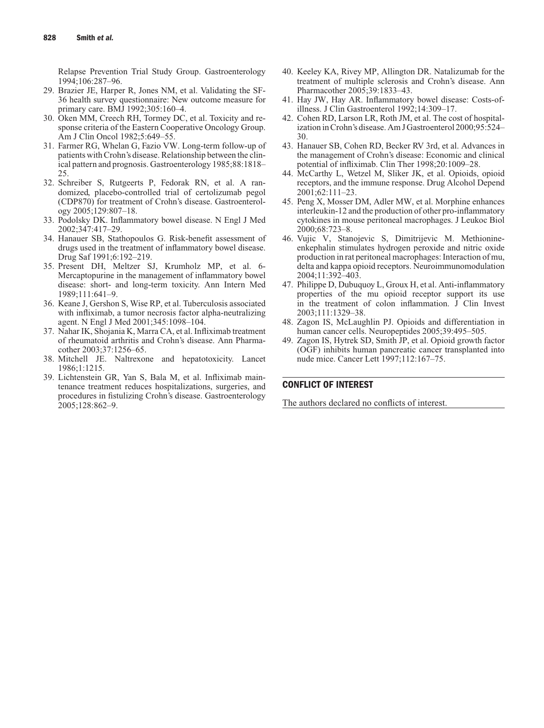Relapse Prevention Trial Study Group. Gastroenterology 1994;106:287–96.

29. Brazier JE, Harper R, Jones NM, et al. Validating the SF-36 health survey questionnaire: New outcome measure for primary care. BMJ 1992;305:160–4.
30. Oken MM, Creech RH, Tormey DC, et al. Toxicity and response criteria of the Eastern Cooperative Oncology Group. Am J Clin Oncol 1982;5:649–55.
31. Farmer RG, Whelan G, Fazio VW. Long-term follow-up of patients with Crohn's disease. Relationship between the clinical pattern and prognosis. Gastroenterology 1985;88:1818–25.
32. Schreiber S, Rutgeerts P, Fedorak RN, et al. A randomized, placebo-controlled trial of certolizumab pegol (CDP870) for treatment of Crohn's disease. Gastroenterology 2005;129:807–18.
33. Podolsky DK. Inflammatory bowel disease. N Engl J Med 2002;347:417–29.
34. Hanauer SB, Stathopoulos G. Risk-benefit assessment of drugs used in the treatment of inflammatory bowel disease. Drug Saf 1991;6:192–219.
35. Present DH, Meltzer SJ, Krumholz MP, et al. 6-Mercaptopurine in the management of inflammatory bowel disease: short- and long-term toxicity. Ann Intern Med 1989;111:641–9.
36. Keane J, Gershon S, Wise RP, et al. Tuberculosis associated with infliximab, a tumor necrosis factor alpha-neutralizing agent. N Engl J Med 2001;345:1098–104.
37. Nahar IK, Shojania K, Marra CA, et al. Infliximab treatment of rheumatoid arthritis and Crohn's disease. Ann Pharmacother 2003;37:1256–65.
38. Mitchell JE. Naltrexone and hepatotoxicity. Lancet 1986;1:1215.
39. Lichtenstein GR, Yan S, Bala M, et al. Infliximab maintenance treatment reduces hospitalizations, surgeries, and procedures in fistulizing Crohn's disease. Gastroenterology 2005;128:862–9.
40. Keeley KA, Rivey MP, Allington DR. Natalizumab for the treatment of multiple sclerosis and Crohn's disease. Ann Pharmacother 2005;39:1833–43.
41. Hay JW, Hay AR. Inflammatory bowel disease: Costs-of-illness. J Clin Gastroenterol 1992;14:309–17.
42. Cohen RD, Larson LR, Roth JM, et al. The cost of hospitalization in Crohn's disease. Am J Gastroenterol 2000;95:524–30.
43. Hanauer SB, Cohen RD, Becker RV 3rd, et al. Advances in the management of Crohn's disease: Economic and clinical potential of infliximab. Clin Ther 1998;20:1009–28.
44. McCarthy L, Wetzel M, Sliker JK, et al. Opioids, opioid receptors, and the immune response. Drug Alcohol Depend 2001;62:111–23.
45. Peng X, Mosser DM, Adler MW, et al. Morphine enhances interleukin-12 and the production of other pro-inflammatory cytokines in mouse peritoneal macrophages. J Leukoc Biol 2000;68:723–8.
46. Vujic V, Stanojevic S, Dimitrijevic M. Methionine-enkephalin stimulates hydrogen peroxide and nitric oxide production in rat peritoneal macrophages: Interaction of mu, delta and kappa opioid receptors. Neuroimmunomodulation 2004;11:392–403.
47. Philippe D, Dubuquoy L, Groux H, et al. Anti-inflammatory properties of the mu opioid receptor support its use in the treatment of colon inflammation. J Clin Invest 2003;111:1329–38.
48. Zagon IS, McLaughlin PJ. Opioids and differentiation in human cancer cells. Neuropeptides 2005;39:495–505.
49. Zagon IS, Hytrek SD, Smith JP, et al. Opioid growth factor (OGF) inhibits human pancreatic cancer transplanted into nude mice. Cancer Lett 1997;112:167–75.

## CONFLICT OF INTEREST

The authors declared no conflicts of interest.